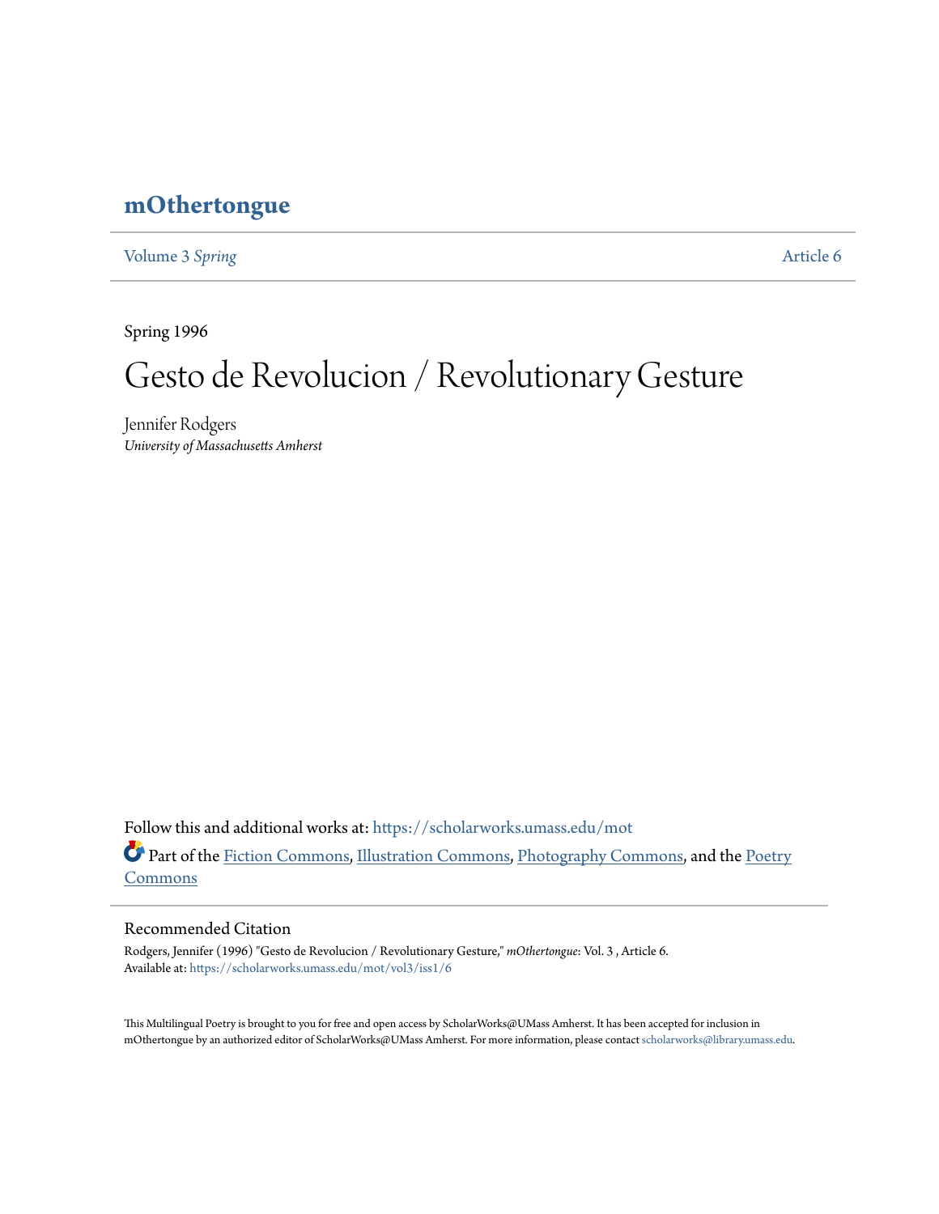# mOthertongue

Volume 3 *Spring* Article 6

Spring 1996

# Gesto de Revolucion / Revolutionary Gesture

Jennifer Rodgers
*University of Massachusetts Amherst*

Follow this and additional works at: https://scholarworks.umass.edu/mot

Part of the Fiction Commons, Illustration Commons, Photography Commons, and the Poetry Commons

## Recommended Citation

Rodgers, Jennifer (1996) "Gesto de Revolucion / Revolutionary Gesture," *mOthertongue*: Vol. 3 , Article 6.
Available at: https://scholarworks.umass.edu/mot/vol3/iss1/6

This Multilingual Poetry is brought to you for free and open access by ScholarWorks@UMass Amherst. It has been accepted for inclusion in mOthertongue by an authorized editor of ScholarWorks@UMass Amherst. For more information, please contact scholarworks@library.umass.edu.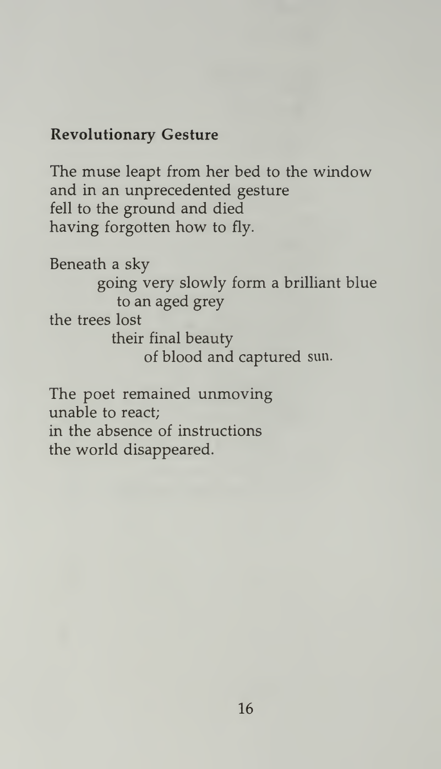**Revolutionary Gesture**

The muse leapt from her bed to the window  
and in an unprecedented gesture  
fell to the ground and died  
having forgotten how to fly.

Beneath a sky  
&nbsp;&nbsp;&nbsp;&nbsp;&nbsp;&nbsp;&nbsp;&nbsp;going very slowly form a brilliant blue  
&nbsp;&nbsp;&nbsp;&nbsp;&nbsp;&nbsp;&nbsp;&nbsp;&nbsp;&nbsp;to an aged grey  
the trees lost  
&nbsp;&nbsp;&nbsp;&nbsp;&nbsp;&nbsp;&nbsp;&nbsp;&nbsp;&nbsp;their final beauty  
&nbsp;&nbsp;&nbsp;&nbsp;&nbsp;&nbsp;&nbsp;&nbsp;&nbsp;&nbsp;&nbsp;&nbsp;&nbsp;&nbsp;of blood and captured sun.

The poet remained unmoving  
unable to react;  
in the absence of instructions  
the world disappeared.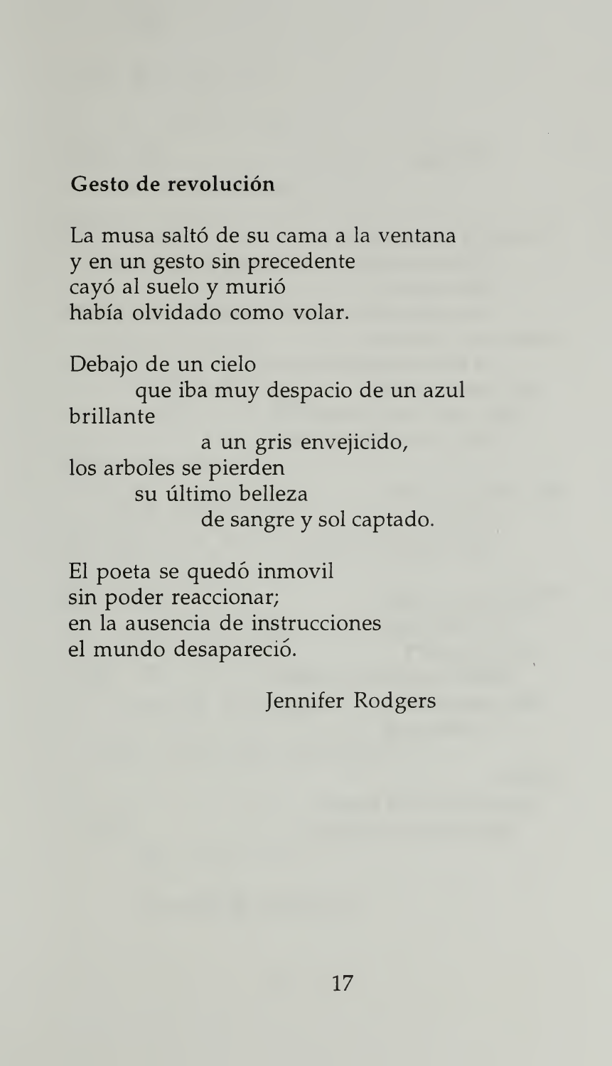**Gesto de revolución**

La musa saltó de su cama a la ventana
y en un gesto sin precedente
cayó al suelo y murió
había olvidado como volar.

Debajo de un cielo
        que iba muy despacio de un azul
brillante
                a un gris envejicido,
los arboles se pierden
        su último belleza
                de sangre y sol captado.

El poeta se quedó inmovil
sin poder reaccionar;
en la ausencia de instrucciones
el mundo desapareció.

Jennifer Rodgers